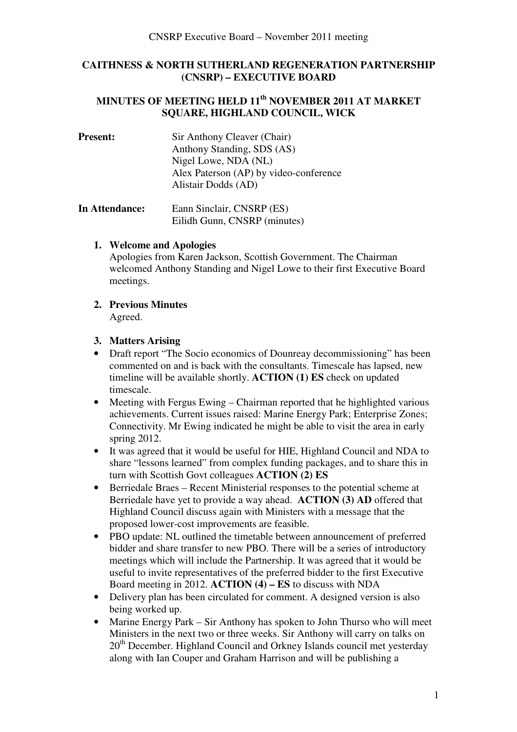**CAITHNESS & NORTH SUTHERLAND REGENERATION PARTNERSHIP (CNSRP) – EXECUTIVE BOARD**

**MINUTES OF MEETING HELD 11th NOVEMBER 2011 AT MARKET SQUARE, HIGHLAND COUNCIL, WICK**

**Present:** Sir Anthony Cleaver (Chair)
Anthony Standing, SDS (AS)
Nigel Lowe, NDA (NL)
Alex Paterson (AP) by video-conference
Alistair Dodds (AD)

**In Attendance:** Eann Sinclair, CNSRP (ES)
Eilidh Gunn, CNSRP (minutes)

1. **Welcome and Apologies**
   Apologies from Karen Jackson, Scottish Government. The Chairman welcomed Anthony Standing and Nigel Lowe to their first Executive Board meetings.

2. **Previous Minutes**
   Agreed.

3. **Matters Arising**

- Draft report "The Socio economics of Dounreay decommissioning" has been commented on and is back with the consultants. Timescale has lapsed, new timeline will be available shortly. **ACTION (1) ES** check on updated timescale.
- Meeting with Fergus Ewing – Chairman reported that he highlighted various achievements. Current issues raised: Marine Energy Park; Enterprise Zones; Connectivity. Mr Ewing indicated he might be able to visit the area in early spring 2012.
- It was agreed that it would be useful for HIE, Highland Council and NDA to share "lessons learned" from complex funding packages, and to share this in turn with Scottish Govt colleagues **ACTION (2) ES**
- Berriedale Braes – Recent Ministerial responses to the potential scheme at Berriedale have yet to provide a way ahead. **ACTION (3) AD** offered that Highland Council discuss again with Ministers with a message that the proposed lower-cost improvements are feasible.
- PBO update: NL outlined the timetable between announcement of preferred bidder and share transfer to new PBO. There will be a series of introductory meetings which will include the Partnership. It was agreed that it would be useful to invite representatives of the preferred bidder to the first Executive Board meeting in 2012. **ACTION (4) – ES** to discuss with NDA
- Delivery plan has been circulated for comment. A designed version is also being worked up.
- Marine Energy Park – Sir Anthony has spoken to John Thurso who will meet Ministers in the next two or three weeks. Sir Anthony will carry on talks on 20th December. Highland Council and Orkney Islands council met yesterday along with Ian Couper and Graham Harrison and will be publishing a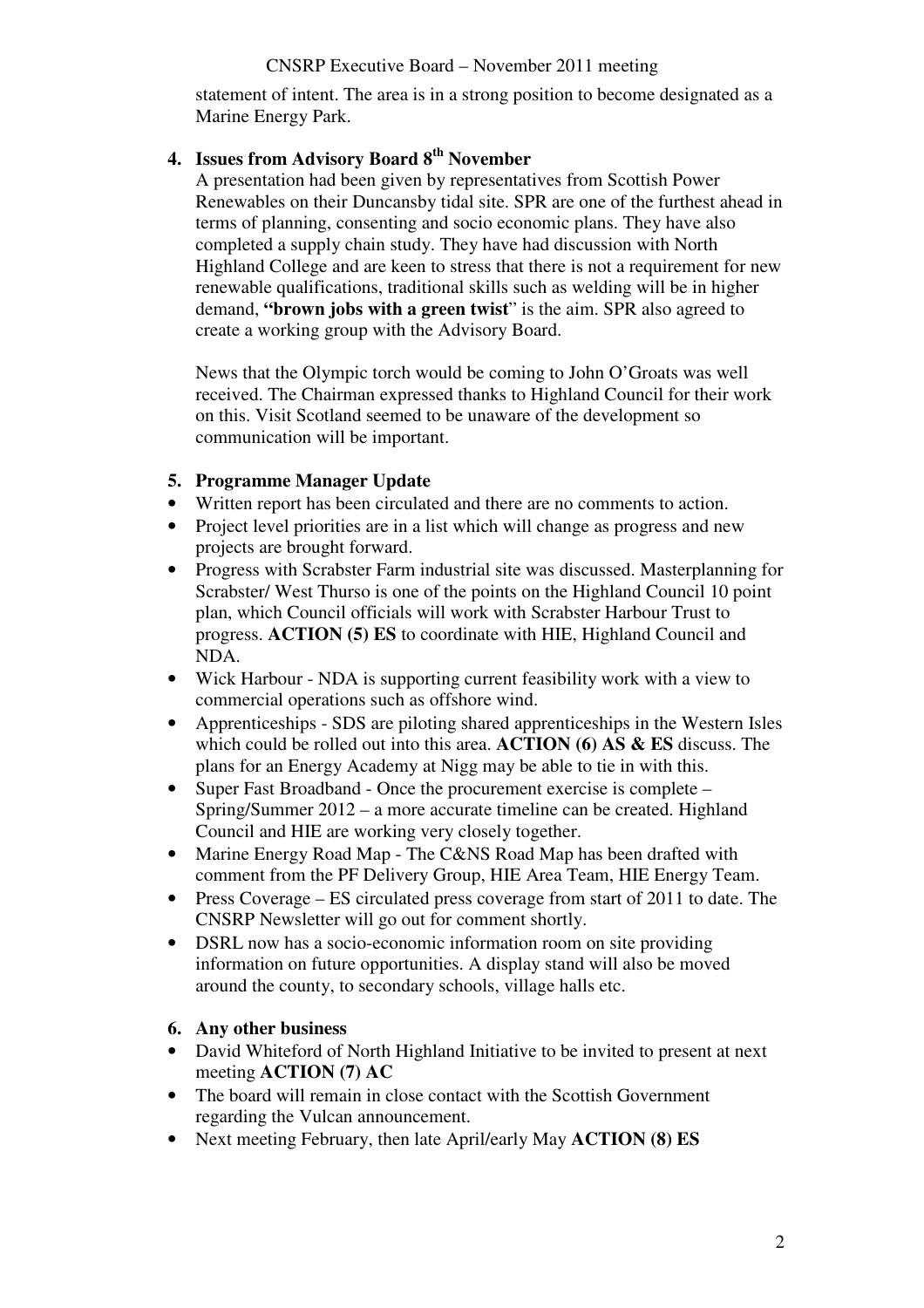statement of intent. The area is in a strong position to become designated as a Marine Energy Park.

## 4. Issues from Advisory Board 8th November

A presentation had been given by representatives from Scottish Power Renewables on their Duncansby tidal site. SPR are one of the furthest ahead in terms of planning, consenting and socio economic plans. They have also completed a supply chain study. They have had discussion with North Highland College and are keen to stress that there is not a requirement for new renewable qualifications, traditional skills such as welding will be in higher demand, **"brown jobs with a green twist"** is the aim. SPR also agreed to create a working group with the Advisory Board.

News that the Olympic torch would be coming to John O'Groats was well received. The Chairman expressed thanks to Highland Council for their work on this. Visit Scotland seemed to be unaware of the development so communication will be important.

## 5. Programme Manager Update

- Written report has been circulated and there are no comments to action.
- Project level priorities are in a list which will change as progress and new projects are brought forward.
- Progress with Scrabster Farm industrial site was discussed. Masterplanning for Scrabster/ West Thurso is one of the points on the Highland Council 10 point plan, which Council officials will work with Scrabster Harbour Trust to progress. **ACTION (5) ES** to coordinate with HIE, Highland Council and NDA.
- Wick Harbour - NDA is supporting current feasibility work with a view to commercial operations such as offshore wind.
- Apprenticeships - SDS are piloting shared apprenticeships in the Western Isles which could be rolled out into this area. **ACTION (6) AS & ES** discuss. The plans for an Energy Academy at Nigg may be able to tie in with this.
- Super Fast Broadband - Once the procurement exercise is complete – Spring/Summer 2012 – a more accurate timeline can be created. Highland Council and HIE are working very closely together.
- Marine Energy Road Map - The C&NS Road Map has been drafted with comment from the PF Delivery Group, HIE Area Team, HIE Energy Team.
- Press Coverage – ES circulated press coverage from start of 2011 to date. The CNSRP Newsletter will go out for comment shortly.
- DSRL now has a socio-economic information room on site providing information on future opportunities. A display stand will also be moved around the county, to secondary schools, village halls etc.

## 6. Any other business

- David Whiteford of North Highland Initiative to be invited to present at next meeting **ACTION (7) AC**
- The board will remain in close contact with the Scottish Government regarding the Vulcan announcement.
- Next meeting February, then late April/early May **ACTION (8) ES**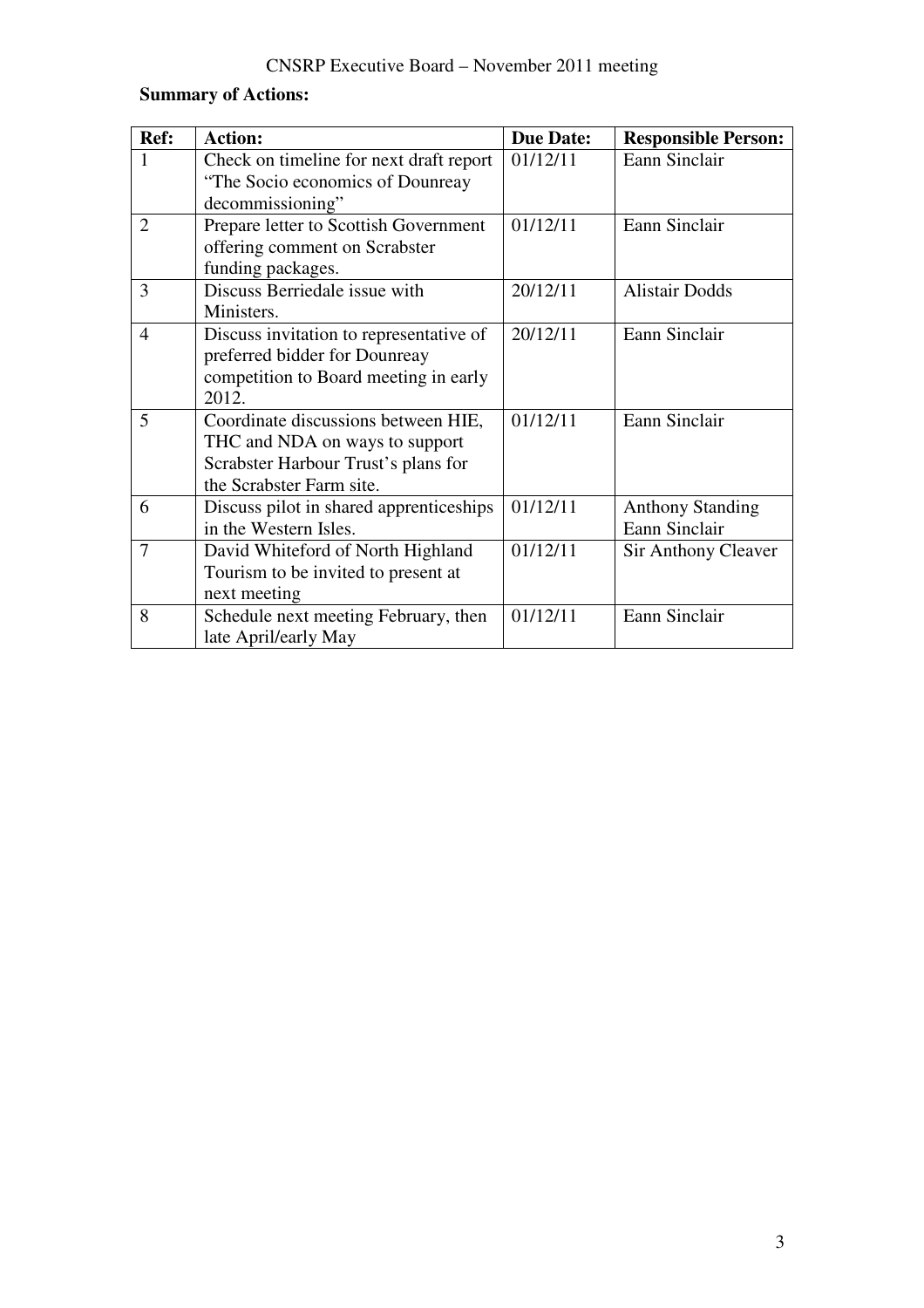**Summary of Actions:**

| Ref: | Action: | Due Date: | Responsible Person: |
|---|---|---|---|
| 1 | Check on timeline for next draft report "The Socio economics of Dounreay decommissioning" | 01/12/11 | Eann Sinclair |
| 2 | Prepare letter to Scottish Government offering comment on Scrabster funding packages. | 01/12/11 | Eann Sinclair |
| 3 | Discuss Berriedale issue with Ministers. | 20/12/11 | Alistair Dodds |
| 4 | Discuss invitation to representative of preferred bidder for Dounreay competition to Board meeting in early 2012. | 20/12/11 | Eann Sinclair |
| 5 | Coordinate discussions between HIE, THC and NDA on ways to support Scrabster Harbour Trust's plans for the Scrabster Farm site. | 01/12/11 | Eann Sinclair |
| 6 | Discuss pilot in shared apprenticeships in the Western Isles. | 01/12/11 | Anthony Standing<br>Eann Sinclair |
| 7 | David Whiteford of North Highland Tourism to be invited to present at next meeting | 01/12/11 | Sir Anthony Cleaver |
| 8 | Schedule next meeting February, then late April/early May | 01/12/11 | Eann Sinclair |